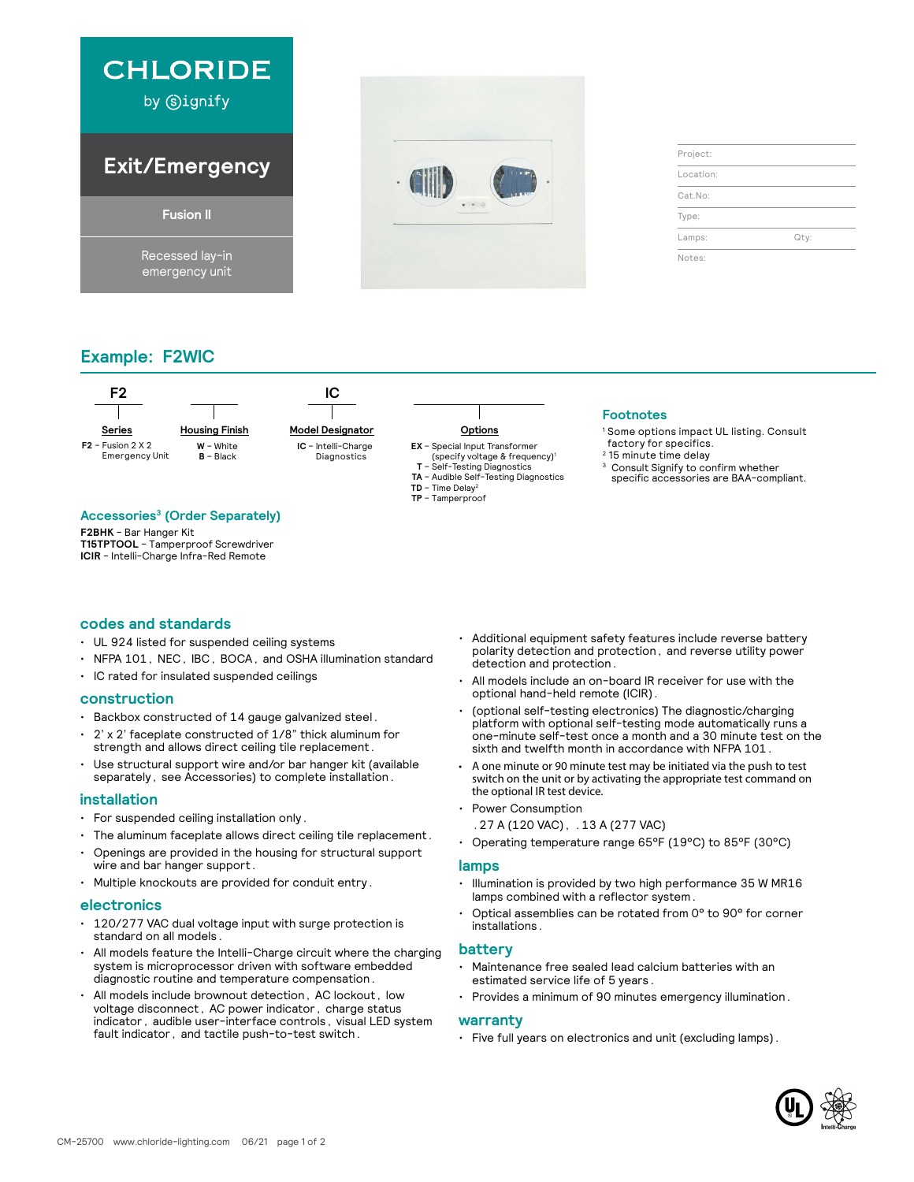# CHLORIDE

by signify

## Exit/Emergency

**Fusion II**

Recessed lay-in emergency unit

| | |
|---|---|
| Project: | |
| Location: | |
| Cat.No: | |
| Type: | |
| Lamps: | Qty: |
| Notes: | |

## Example: F2WIC

| F2 | | IC | |
|---|---|---|---|
| **Series** | **Housing Finish** | **Model Designator** | **Options** |
| **F2** – Fusion 2 X 2 Emergency Unit | **W** – White<br>**B** – Black | **IC** – Intelli-Charge Diagnostics | **EX** – Special Input Transformer (specify voltage & frequency)[1]<br>**T** – Self-Testing Diagnostics<br>**TA** – Audible Self-Testing Diagnostics<br>**TD** – Time Delay[2]<br>**TP** – Tamperproof |

### Footnotes

[1] Some options impact UL listing. Consult factory for specifics.
[2] 15 minute time delay
[3] Consult Signify to confirm whether specific accessories are BAA-compliant.

### Accessories[3] (Order Separately)

**F2BHK** – Bar Hanger Kit
**T15TPTOOL** – Tamperproof Screwdriver
**ICIR** – Intelli-Charge Infra-Red Remote

## codes and standards

- UL 924 listed for suspended ceiling systems
- NFPA 101, NEC, IBC, BOCA, and OSHA illumination standard
- IC rated for insulated suspended ceilings

## construction

- Backbox constructed of 14 gauge galvanized steel.
- 2' x 2' faceplate constructed of 1/8" thick aluminum for strength and allows direct ceiling tile replacement.
- Use structural support wire and/or bar hanger kit (available separately, see Accessories) to complete installation.

## installation

- For suspended ceiling installation only.
- The aluminum faceplate allows direct ceiling tile replacement.
- Openings are provided in the housing for structural support wire and bar hanger support.
- Multiple knockouts are provided for conduit entry.

## electronics

- 120/277 VAC dual voltage input with surge protection is standard on all models.
- All models feature the Intelli-Charge circuit where the charging system is microprocessor driven with software embedded diagnostic routine and temperature compensation.
- All models include brownout detection, AC lockout, low voltage disconnect, AC power indicator, charge status indicator, audible user-interface controls, visual LED system fault indicator, and tactile push-to-test switch.
- Additional equipment safety features include reverse battery polarity detection and protection, and reverse utility power detection and protection.
- All models include an on-board IR receiver for use with the optional hand-held remote (ICIR).
- (optional self-testing electronics) The diagnostic/charging platform with optional self-testing mode automatically runs a one-minute self-test once a month and a 30 minute test on the sixth and twelfth month in accordance with NFPA 101.
- A one minute or 90 minute test may be initiated via the push to test switch on the unit or by activating the appropriate test command on the optional IR test device.
- Power Consumption
  .27 A (120 VAC), .13 A (277 VAC)
- Operating temperature range 65°F (19°C) to 85°F (30°C)

## lamps

- Illumination is provided by two high performance 35 W MR16 lamps combined with a reflector system.
- Optical assemblies can be rotated from 0° to 90° for corner installations.

## battery

- Maintenance free sealed lead calcium batteries with an estimated service life of 5 years.
- Provides a minimum of 90 minutes emergency illumination.

## warranty

- Five full years on electronics and unit (excluding lamps).

CM-25700 www.chloride-lighting.com 06/21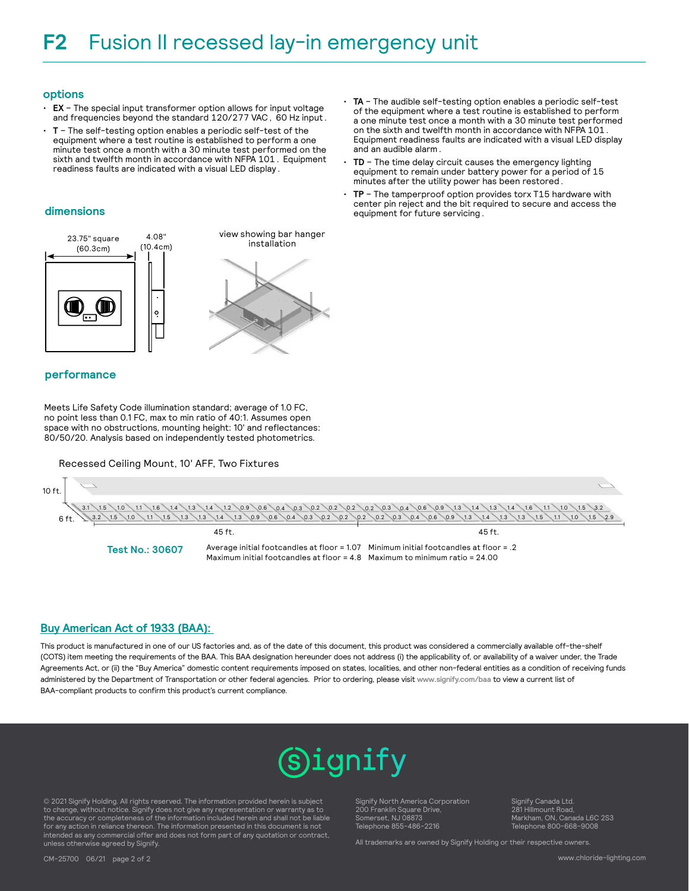# F2 Fusion II recessed lay-in emergency unit

## options

- **EX** – The special input transformer option allows for input voltage and frequencies beyond the standard 120/277 VAC, 60 Hz input.
- **T** – The self-testing option enables a periodic self-test of the equipment where a test routine is established to perform a one minute test once a month with a 30 minute test performed on the sixth and twelfth month in accordance with NFPA 101. Equipment readiness faults are indicated with a visual LED display.
- **TA** – The audible self-testing option enables a periodic self-test of the equipment where a test routine is established to perform a one minute test once a month with a 30 minute test performed on the sixth and twelfth month in accordance with NFPA 101. Equipment readiness faults are indicated with a visual LED display and an audible alarm.
- **TD** – The time delay circuit causes the emergency lighting equipment to remain under battery power for a period of 15 minutes after the utility power has been restored.
- **TP** – The tamperproof option provides torx T15 hardware with center pin reject and the bit required to secure and access the equipment for future servicing.

## dimensions

23.75" square (60.3cm)

4.08" (10.4cm)

view showing bar hanger installation

## performance

Meets Life Safety Code illumination standard; average of 1.0 FC, no point less than 0.1 FC, max to min ratio of 40:1. Assumes open space with no obstructions, mounting height: 10' and reflectances: 80/50/20. Analysis based on independently tested photometrics.

Recessed Ceiling Mount, 10' AFF, Two Fixtures

10 ft.

6 ft.

3.1 1.5 1.0 1.1 1.6 1.4 1.3 1.4 1.2 0.9 0.6 0.4 0.3 0.2 0.2 0.2 0.2 0.3 0.4 0.6 0.9 1.3 1.4 1.3 1.4 1.6 1.1 1.0 1.5 3.2

3.2 1.5 1.0 1.1 1.5 1.3 1.3 1.4 1.3 0.9 0.6 0.4 0.3 0.2 0.2 0.2 0.2 0.3 0.4 0.6 0.9 1.3 1.4 1.3 1.3 1.5 1.1 1.0 1.5 2.9

45 ft. 45 ft.

**Test No.: 30607**

Average initial footcandles at floor = 1.07
Maximum initial footcandles at floor = 4.8
Minimum initial footcandles at floor = .2
Maximum to minimum ratio = 24.00

## Buy American Act of 1933 (BAA):

This product is manufactured in one of our US factories and, as of the date of this document, this product was considered a commercially available off-the-shelf (COTS) item meeting the requirements of the BAA. This BAA designation hereunder does not address (i) the applicability of, or availability of a waiver under, the Trade Agreements Act, or (ii) the "Buy America" domestic content requirements imposed on states, localities, and other non-federal entities as a condition of receiving funds administered by the Department of Transportation or other federal agencies. Prior to ordering, please visit www.signify.com/baa to view a current list of BAA-compliant products to confirm this product's current compliance.

signify

© 2021 Signify Holding. All rights reserved. The information provided herein is subject to change, without notice. Signify does not give any representation or warranty as to the accuracy or completeness of the information included herein and shall not be liable for any action in reliance thereon. The information presented in this document is not intended as any commercial offer and does not form part of any quotation or contract, unless otherwise agreed by Signify.

Signify North America Corporation
200 Franklin Square Drive,
Somerset, NJ 08873
Telephone 855-486-2216

Signify Canada Ltd.
281 Hillmount Road,
Markham, ON, Canada L6C 2S3
Telephone 800-668-9008

All trademarks are owned by Signify Holding or their respective owners.

CM-25700 06/21

www.chloride-lighting.com